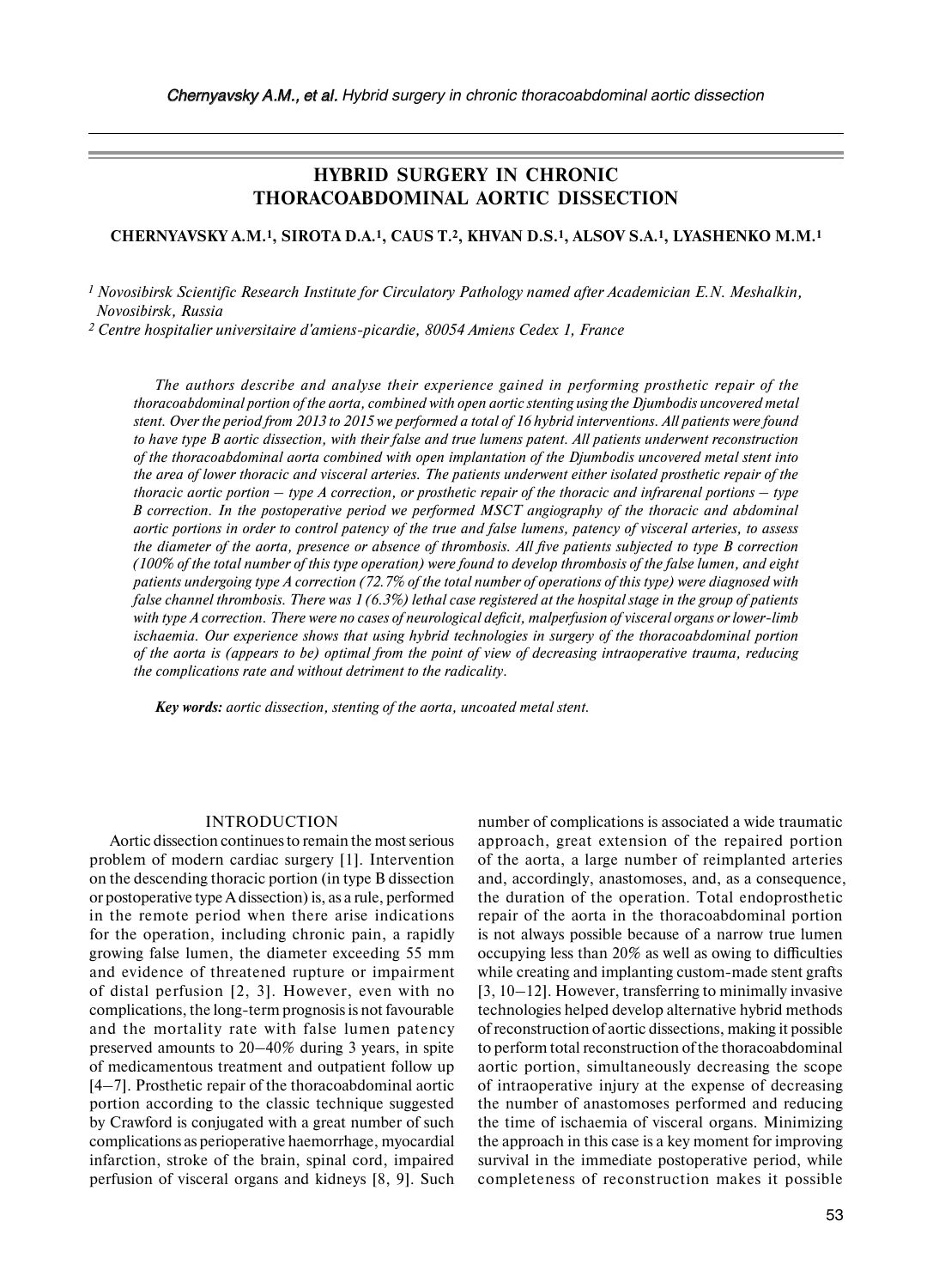# HYBRID SURGERY IN CHRONIC THORACOABDOMINAL AORTIC DISSECTION

**CHERNYAVSKY A.M.[1], SIROTA D.A.[1], CAUS T.[2], KHVAN D.S.[1], ALSOV S.A.[1], LYASHENKO M.M.[1]**

*[1] Novosibirsk Scientific Research Institute for Circulatory Pathology named after Academician E.N. Meshalkin, Novosibirsk, Russia*

*[2] Centre hospitalier universitaire d'amiens-picardie, 80054 Amiens Cedex 1, France*

*The authors describe and analyse their experience gained in performing prosthetic repair of the thoracoabdominal portion of the aorta, combined with open aortic stenting using the Djumbodis uncovered metal stent. Over the period from 2013 to 2015 we performed a total of 16 hybrid interventions. All patients were found to have type B aortic dissection, with their false and true lumens patent. All patients underwent reconstruction of the thoracoabdominal aorta combined with open implantation of the Djumbodis uncovered metal stent into the area of lower thoracic and visceral arteries. The patients underwent either isolated prosthetic repair of the thoracic aortic portion – type A correction, or prosthetic repair of the thoracic and infrarenal portions – type B correction. In the postoperative period we performed MSCT angiography of the thoracic and abdominal aortic portions in order to control patency of the true and false lumens, patency of visceral arteries, to assess the diameter of the aorta, presence or absence of thrombosis. All five patients subjected to type B correction (100% of the total number of this type operation) were found to develop thrombosis of the false lumen, and eight patients undergoing type A correction (72.7% of the total number of operations of this type) were diagnosed with false channel thrombosis. There was 1 (6.3%) lethal case registered at the hospital stage in the group of patients with type A correction. There were no cases of neurological deficit, malperfusion of visceral organs or lower-limb ischaemia. Our experience shows that using hybrid technologies in surgery of the thoracoabdominal portion of the aorta is (appears to be) optimal from the point of view of decreasing intraoperative trauma, reducing the complications rate and without detriment to the radicality.*

***Key words:*** *aortic dissection, stenting of the aorta, uncoated metal stent.*

## INTRODUCTION

Aortic dissection continues to remain the most serious problem of modern cardiac surgery [1]. Intervention on the descending thoracic portion (in type B dissection or postoperative type A dissection) is, as a rule, performed in the remote period when there arise indications for the operation, including chronic pain, a rapidly growing false lumen, the diameter exceeding 55 mm and evidence of threatened rupture or impairment of distal perfusion [2, 3]. However, even with no complications, the long-term prognosis is not favourable and the mortality rate with false lumen patency preserved amounts to 20–40% during 3 years, in spite of medicamentous treatment and outpatient follow up [4–7]. Prosthetic repair of the thoracoabdominal aortic portion according to the classic technique suggested by Crawford is conjugated with a great number of such complications as perioperative haemorrhage, myocardial infarction, stroke of the brain, spinal cord, impaired perfusion of visceral organs and kidneys [8, 9]. Such number of complications is associated a wide traumatic approach, great extension of the repaired portion of the aorta, a large number of reimplanted arteries and, accordingly, anastomoses, and, as a consequence, the duration of the operation. Total endoprosthetic repair of the aorta in the thoracoabdominal portion is not always possible because of a narrow true lumen occupying less than 20% as well as owing to difficulties while creating and implanting custom-made stent grafts [3, 10–12]. However, transferring to minimally invasive technologies helped develop alternative hybrid methods of reconstruction of aortic dissections, making it possible to perform total reconstruction of the thoracoabdominal aortic portion, simultaneously decreasing the scope of intraoperative injury at the expense of decreasing the number of anastomoses performed and reducing the time of ischaemia of visceral organs. Minimizing the approach in this case is a key moment for improving survival in the immediate postoperative period, while completeness of reconstruction makes it possible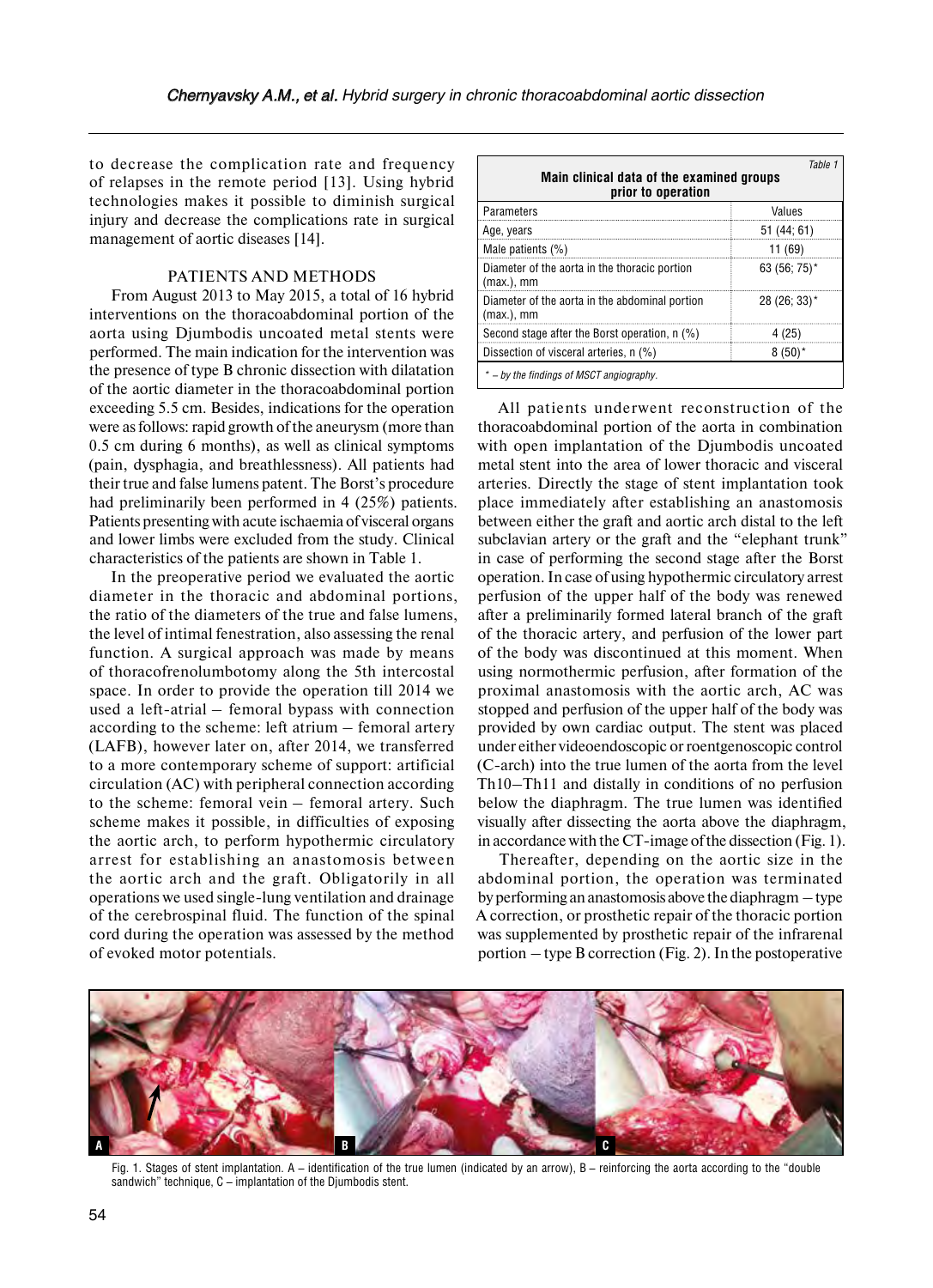to decrease the complication rate and frequency of relapses in the remote period [13]. Using hybrid technologies makes it possible to diminish surgical injury and decrease the complications rate in surgical management of aortic diseases [14].

## PATIENTS AND METHODS

From August 2013 to May 2015, a total of 16 hybrid interventions on the thoracoabdominal portion of the aorta using Djumbodis uncoated metal stents were performed. The main indication for the intervention was the presence of type B chronic dissection with dilatation of the aortic diameter in the thoracoabdominal portion exceeding 5.5 cm. Besides, indications for the operation were as follows: rapid growth of the aneurysm (more than 0.5 cm during 6 months), as well as clinical symptoms (pain, dysphagia, and breathlessness). All patients had their true and false lumens patent. The Borst's procedure had preliminarily been performed in 4 (25%) patients. Patients presenting with acute ischaemia of visceral organs and lower limbs were excluded from the study. Clinical characteristics of the patients are shown in Table 1.

In the preoperative period we evaluated the aortic diameter in the thoracic and abdominal portions, the ratio of the diameters of the true and false lumens, the level of intimal fenestration, also assessing the renal function. A surgical approach was made by means of thoracofrenolumbotomy along the 5th intercostal space. In order to provide the operation till 2014 we used a left-atrial – femoral bypass with connection according to the scheme: left atrium – femoral artery (LAFB), however later on, after 2014, we transferred to a more contemporary scheme of support: artificial circulation (AC) with peripheral connection according to the scheme: femoral vein – femoral artery. Such scheme makes it possible, in difficulties of exposing the aortic arch, to perform hypothermic circulatory arrest for establishing an anastomosis between the aortic arch and the graft. Obligatorily in all operations we used single-lung ventilation and drainage of the cerebrospinal fluid. The function of the spinal cord during the operation was assessed by the method of evoked motor potentials.

*Table 1*

**Main clinical data of the examined groups prior to operation**

| Parameters | Values |
|---|---|
| Age, years | 51 (44; 61) |
| Male patients (%) | 11 (69) |
| Diameter of the aorta in the thoracic portion (max.), mm | 63 (56; 75)* |
| Diameter of the aorta in the abdominal portion (max.), mm | 28 (26; 33)* |
| Second stage after the Borst operation, n (%) | 4 (25) |
| Dissection of visceral arteries, n (%) | 8 (50)* |

*\* – by the findings of MSCT angiography.*

All patients underwent reconstruction of the thoracoabdominal portion of the aorta in combination with open implantation of the Djumbodis uncoated metal stent into the area of lower thoracic and visceral arteries. Directly the stage of stent implantation took place immediately after establishing an anastomosis between either the graft and aortic arch distal to the left subclavian artery or the graft and the "elephant trunk" in case of performing the second stage after the Borst operation. In case of using hypothermic circulatory arrest perfusion of the upper half of the body was renewed after a preliminarily formed lateral branch of the graft of the thoracic artery, and perfusion of the lower part of the body was discontinued at this moment. When using normothermic perfusion, after formation of the proximal anastomosis with the aortic arch, AC was stopped and perfusion of the upper half of the body was provided by own cardiac output. The stent was placed under either videoendoscopic or roentgenoscopic control (C-arch) into the true lumen of the aorta from the level Th10–Th11 and distally in conditions of no perfusion below the diaphragm. The true lumen was identified visually after dissecting the aorta above the diaphragm, in accordance with the CT-image of the dissection (Fig. 1).

Thereafter, depending on the aortic size in the abdominal portion, the operation was terminated by performing an anastomosis above the diaphragm – type A correction, or prosthetic repair of the thoracic portion was supplemented by prosthetic repair of the infrarenal portion – type B correction (Fig. 2). In the postoperative

Fig. 1. Stages of stent implantation. A – identification of the true lumen (indicated by an arrow), B – reinforcing the aorta according to the "double sandwich" technique, C – implantation of the Djumbodis stent.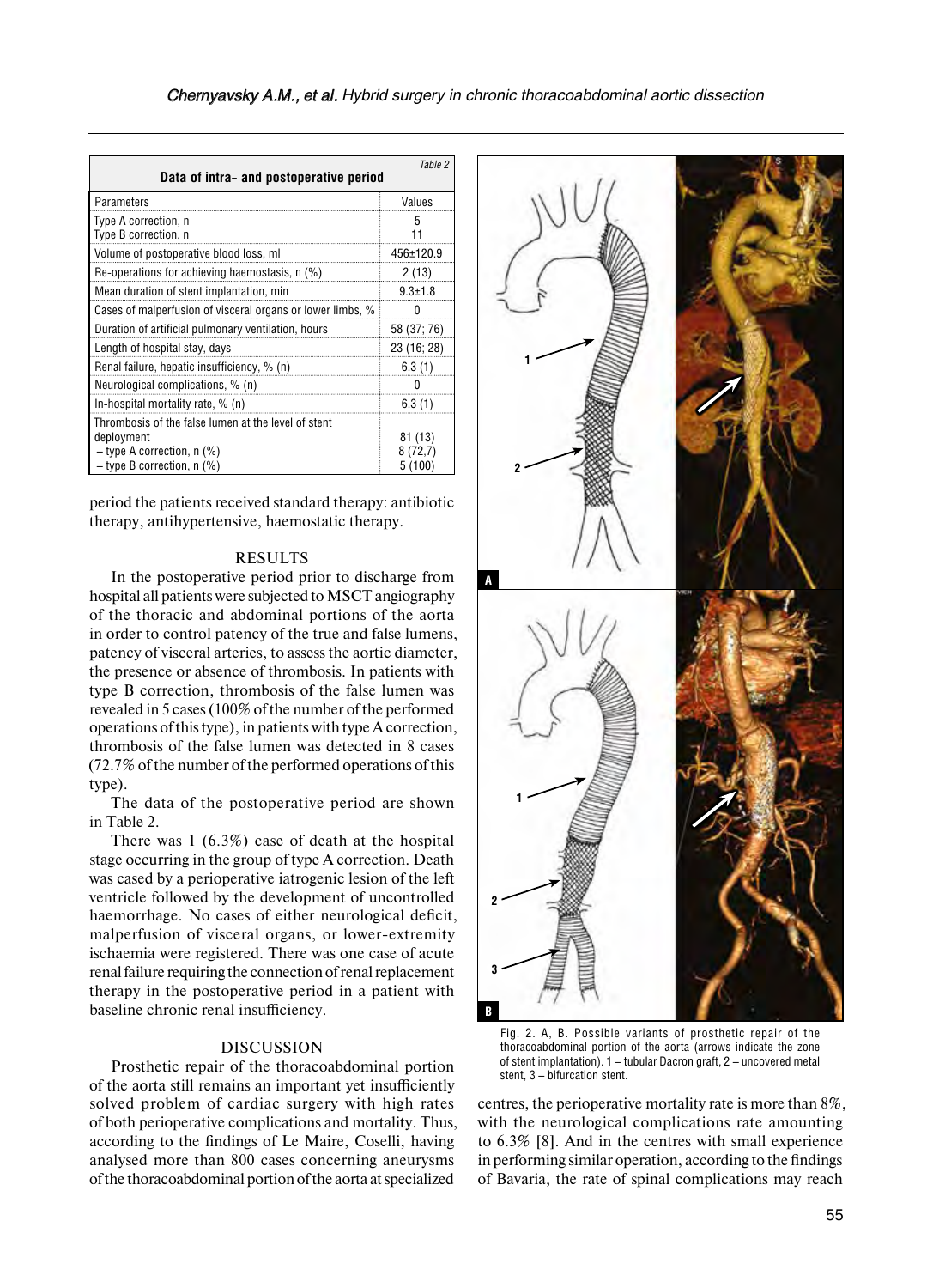Table 2

**Data of intra- and postoperative period**

| Parameters | Values |
|---|---|
| Type A correction, n<br>Type B correction, n | 5<br>11 |
| Volume of postoperative blood loss, ml | 456±120.9 |
| Re-operations for achieving haemostasis, n (%) | 2 (13) |
| Mean duration of stent implantation, min | 9.3±1.8 |
| Cases of malperfusion of visceral organs or lower limbs, % | 0 |
| Duration of artificial pulmonary ventilation, hours | 58 (37; 76) |
| Length of hospital stay, days | 23 (16; 28) |
| Renal failure, hepatic insufficiency, % (n) | 6.3 (1) |
| Neurological complications, % (n) | 0 |
| In-hospital mortality rate, % (n) | 6.3 (1) |
| Thrombosis of the false lumen at the level of stent deployment<br>– type A correction, n (%)<br>– type B correction, n (%) | 81 (13)<br>8 (72,7)<br>5 (100) |

period the patients received standard therapy: antibiotic therapy, antihypertensive, haemostatic therapy.

## RESULTS

In the postoperative period prior to discharge from hospital all patients were subjected to MSCT angiography of the thoracic and abdominal portions of the aorta in order to control patency of the true and false lumens, patency of visceral arteries, to assess the aortic diameter, the presence or absence of thrombosis. In patients with type B correction, thrombosis of the false lumen was revealed in 5 cases (100% of the number of the performed operations of this type), in patients with type A correction, thrombosis of the false lumen was detected in 8 cases (72.7% of the number of the performed operations of this type).

The data of the postoperative period are shown in Table 2.

There was 1 (6.3%) case of death at the hospital stage occurring in the group of type A correction. Death was cased by a perioperative iatrogenic lesion of the left ventricle followed by the development of uncontrolled haemorrhage. No cases of either neurological deficit, malperfusion of visceral organs, or lower-extremity ischaemia were registered. There was one case of acute renal failure requiring the connection of renal replacement therapy in the postoperative period in a patient with baseline chronic renal insufficiency.

Fig. 2. A, B. Possible variants of prosthetic repair of the thoracoabdominal portion of the aorta (arrows indicate the zone of stent implantation). 1 – tubular Dacron graft, 2 – uncovered metal stent, 3 – bifurcation stent.

## DISCUSSION

Prosthetic repair of the thoracoabdominal portion of the aorta still remains an important yet insufficiently solved problem of cardiac surgery with high rates of both perioperative complications and mortality. Thus, according to the findings of Le Maire, Coselli, having analysed more than 800 cases concerning aneurysms of the thoracoabdominal portion of the aorta at specialized centres, the perioperative mortality rate is more than 8%, with the neurological complications rate amounting to 6.3% [8]. And in the centres with small experience in performing similar operation, according to the findings of Bavaria, the rate of spinal complications may reach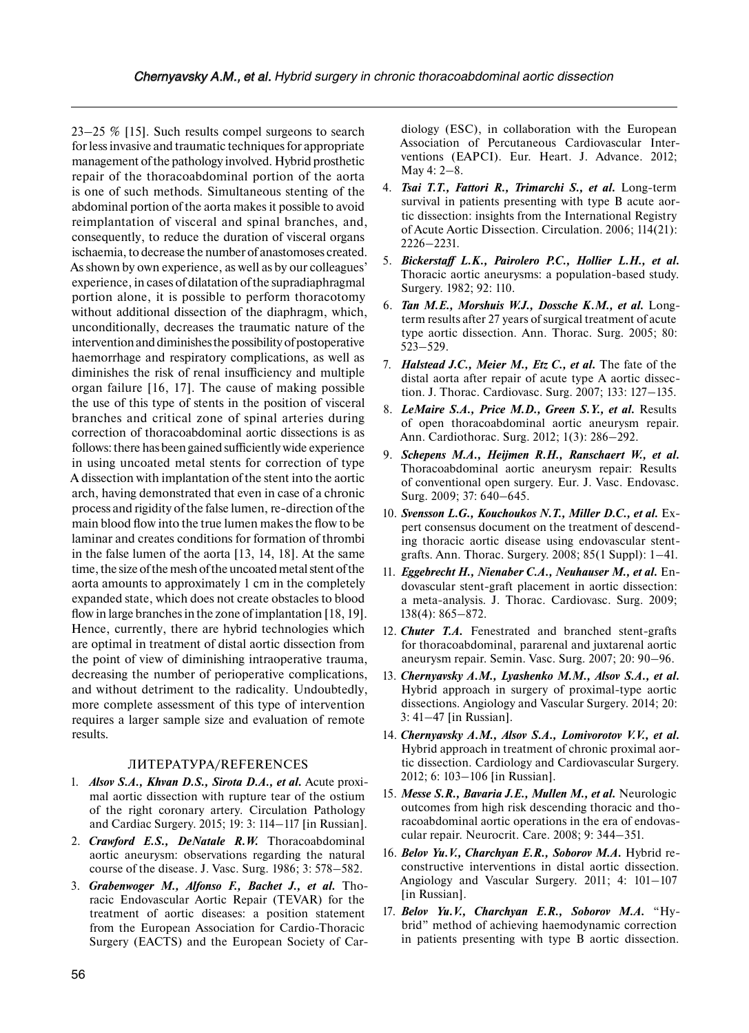23–25 % [15]. Such results compel surgeons to search for less invasive and traumatic techniques for appropriate management of the pathology involved. Hybrid prosthetic repair of the thoracoabdominal portion of the aorta is one of such methods. Simultaneous stenting of the abdominal portion of the aorta makes it possible to avoid reimplantation of visceral and spinal branches, and, consequently, to reduce the duration of visceral organs ischaemia, to decrease the number of anastomoses created. As shown by own experience, as well as by our colleagues' experience, in cases of dilatation of the supradiaphragmal portion alone, it is possible to perform thoracotomy without additional dissection of the diaphragm, which, unconditionally, decreases the traumatic nature of the intervention and diminishes the possibility of postoperative haemorrhage and respiratory complications, as well as diminishes the risk of renal insufficiency and multiple organ failure [16, 17]. The cause of making possible the use of this type of stents in the position of visceral branches and critical zone of spinal arteries during correction of thoracoabdominal aortic dissections is as follows: there has been gained sufficiently wide experience in using uncoated metal stents for correction of type A dissection with implantation of the stent into the aortic arch, having demonstrated that even in case of a chronic process and rigidity of the false lumen, re-direction of the main blood flow into the true lumen makes the flow to be laminar and creates conditions for formation of thrombi in the false lumen of the aorta [13, 14, 18]. At the same time, the size of the mesh of the uncoated metal stent of the aorta amounts to approximately 1 cm in the completely expanded state, which does not create obstacles to blood flow in large branches in the zone of implantation [18, 19]. Hence, currently, there are hybrid technologies which are optimal in treatment of distal aortic dissection from the point of view of diminishing intraoperative trauma, decreasing the number of perioperative complications, and without detriment to the radicality. Undoubtedly, more complete assessment of this type of intervention requires a larger sample size and evaluation of remote results.

## ЛИТЕРАТУРА/REFERENCES

1. ***Alsov S.A., Khvan D.S., Sirota D.A., et al.*** Acute proximal aortic dissection with rupture tear of the ostium of the right coronary artery. Circulation Pathology and Cardiac Surgery. 2015; 19: 3: 114–117 [in Russian].
2. ***Crawford E.S., DeNatale R.W.*** Thoracoabdominal aortic aneurysm: observations regarding the natural course of the disease. J. Vasc. Surg. 1986; 3: 578–582.
3. ***Grabenwoger M., Alfonso F., Bachet J., et al.*** Thoracic Endovascular Aortic Repair (TEVAR) for the treatment of aortic diseases: a position statement from the European Association for Cardio-Thoracic Surgery (EACTS) and the European Society of Cardiology (ESC), in collaboration with the European Association of Percutaneous Cardiovascular Interventions (EAPCI). Eur. Heart. J. Advance. 2012; May 4: 2–8.
4. ***Tsai T.T., Fattori R., Trimarchi S., et al.*** Long-term survival in patients presenting with type B acute aortic dissection: insights from the International Registry of Acute Aortic Dissection. Circulation. 2006; 114(21): 2226–2231.
5. ***Bickerstaff L.K., Pairolero P.C., Hollier L.H., et al.*** Thoracic aortic aneurysms: a population-based study. Surgery. 1982; 92: 110.
6. ***Tan M.E., Morshuis W.J., Dossche K.M., et al.*** Long-term results after 27 years of surgical treatment of acute type aortic dissection. Ann. Thorac. Surg. 2005; 80: 523–529.
7. ***Halstead J.C., Meier M., Etz C., et al.*** The fate of the distal aorta after repair of acute type A aortic dissection. J. Thorac. Cardiovasc. Surg. 2007; 133: 127–135.
8. ***LeMaire S.A., Price M.D., Green S.Y., et al.*** Results of open thoracoabdominal aortic aneurysm repair. Ann. Cardiothorac. Surg. 2012; 1(3): 286–292.
9. ***Schepens M.A., Heijmen R.H., Ranschaert W., et al.*** Thoracoabdominal aortic aneurysm repair: Results of conventional open surgery. Eur. J. Vasc. Endovasc. Surg. 2009; 37: 640–645.
10. ***Svensson L.G., Kouchoukos N.T., Miller D.C., et al.*** Expert consensus document on the treatment of descending thoracic aortic disease using endovascular stent-grafts. Ann. Thorac. Surgery. 2008; 85(1 Suppl): 1–41.
11. ***Eggebrecht H., Nienaber C.A., Neuhauser M., et al.*** Endovascular stent-graft placement in aortic dissection: a meta-analysis. J. Thorac. Cardiovasc. Surg. 2009; 138(4): 865–872.
12. ***Chuter T.A.*** Fenestrated and branched stent-grafts for thoracoabdominal, pararenal and juxtarenal aortic aneurysm repair. Semin. Vasc. Surg. 2007; 20: 90–96.
13. ***Chernyavsky A.M., Lyashenko M.M., Alsov S.A., et al.*** Hybrid approach in surgery of proximal-type aortic dissections. Angiology and Vascular Surgery. 2014; 20: 3: 41–47 [in Russian].
14. ***Chernyavsky A.M., Alsov S.A., Lomivorotov V.V., et al.*** Hybrid approach in treatment of chronic proximal aortic dissection. Cardiology and Cardiovascular Surgery. 2012; 6: 103–106 [in Russian].
15. ***Messe S.R., Bavaria J.E., Mullen M., et al.*** Neurologic outcomes from high risk descending thoracic and thoracoabdominal aortic operations in the era of endovascular repair. Neurocrit. Care. 2008; 9: 344–351.
16. ***Belov Yu.V., Charchyan E.R., Soborov M.A.*** Hybrid reconstructive interventions in distal aortic dissection. Angiology and Vascular Surgery. 2011; 4: 101–107 [in Russian].
17. ***Belov Yu.V., Charchyan E.R., Soborov M.A.*** "Hybrid" method of achieving haemodynamic correction in patients presenting with type B aortic dissection.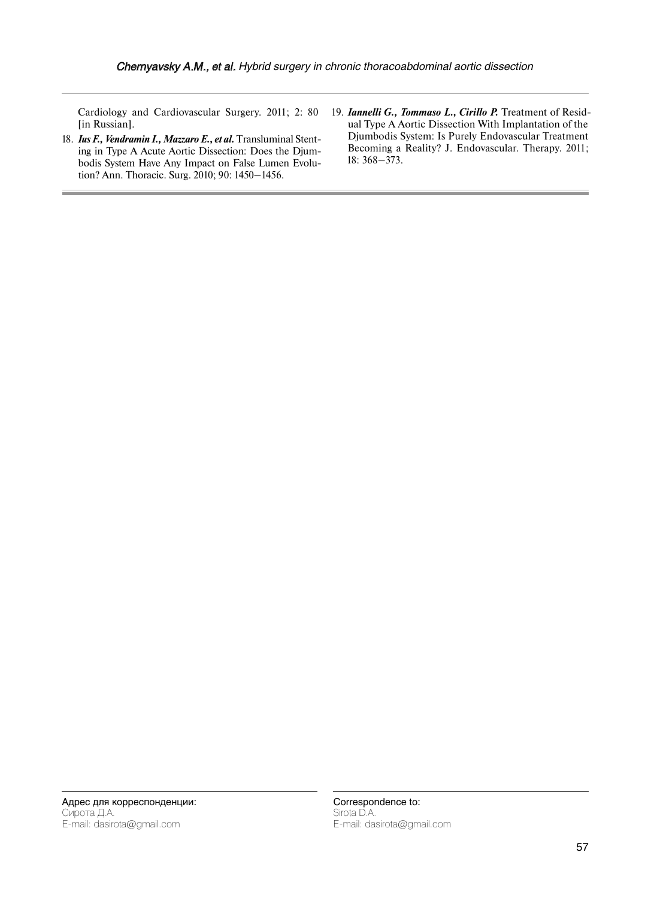Cardiology and Cardiovascular Surgery. 2011; 2: 80 [in Russian].

18. ***Ius F., Vendramin I., Mazzaro E., et al.*** Transluminal Stenting in Type A Acute Aortic Dissection: Does the Djumbodis System Have Any Impact on False Lumen Evolution? Ann. Thoracic. Surg. 2010; 90: 1450–1456.

19. ***Iannelli G., Tommaso L., Cirillo P.*** Treatment of Residual Type A Aortic Dissection With Implantation of the Djumbodis System: Is Purely Endovascular Treatment Becoming a Reality? J. Endovascular. Therapy. 2011; 18: 368–373.

Адрес для корреспонденции:
Сирота Д.А.
E-mail: dasirota@gmail.com

Correspondence to:
Sirota D.A.
E-mail: dasirota@gmail.com